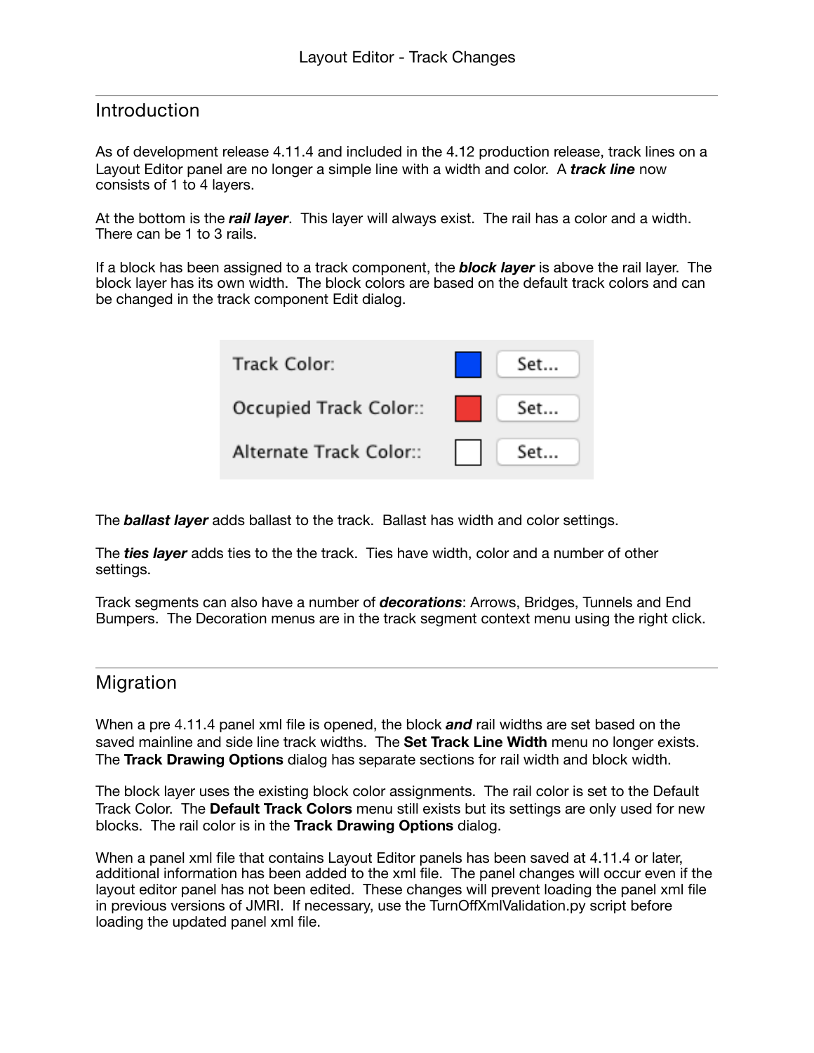# Layout Editor - Track Changes

## Introduction

As of development release 4.11.4 and included in the 4.12 production release, track lines on a Layout Editor panel are no longer a simple line with a width and color. A ***track line*** now consists of 1 to 4 layers.

At the bottom is the ***rail layer***. This layer will always exist. The rail has a color and a width. There can be 1 to 3 rails.

If a block has been assigned to a track component, the ***block layer*** is above the rail layer. The block layer has its own width. The block colors are based on the default track colors and can be changed in the track component Edit dialog.

| | |
|---|---|
| Track Color: | Set... |
| Occupied Track Color:: | Set... |
| Alternate Track Color:: | Set... |

The ***ballast layer*** adds ballast to the track. Ballast has width and color settings.

The ***ties layer*** adds ties to the the track. Ties have width, color and a number of other settings.

Track segments can also have a number of ***decorations***: Arrows, Bridges, Tunnels and End Bumpers. The Decoration menus are in the track segment context menu using the right click.

## Migration

When a pre 4.11.4 panel xml file is opened, the block ***and*** rail widths are set based on the saved mainline and side line track widths. The **Set Track Line Width** menu no longer exists. The **Track Drawing Options** dialog has separate sections for rail width and block width.

The block layer uses the existing block color assignments. The rail color is set to the Default Track Color. The **Default Track Colors** menu still exists but its settings are only used for new blocks. The rail color is in the **Track Drawing Options** dialog.

When a panel xml file that contains Layout Editor panels has been saved at 4.11.4 or later, additional information has been added to the xml file. The panel changes will occur even if the layout editor panel has not been edited. These changes will prevent loading the panel xml file in previous versions of JMRI. If necessary, use the TurnOffXmlValidation.py script before loading the updated panel xml file.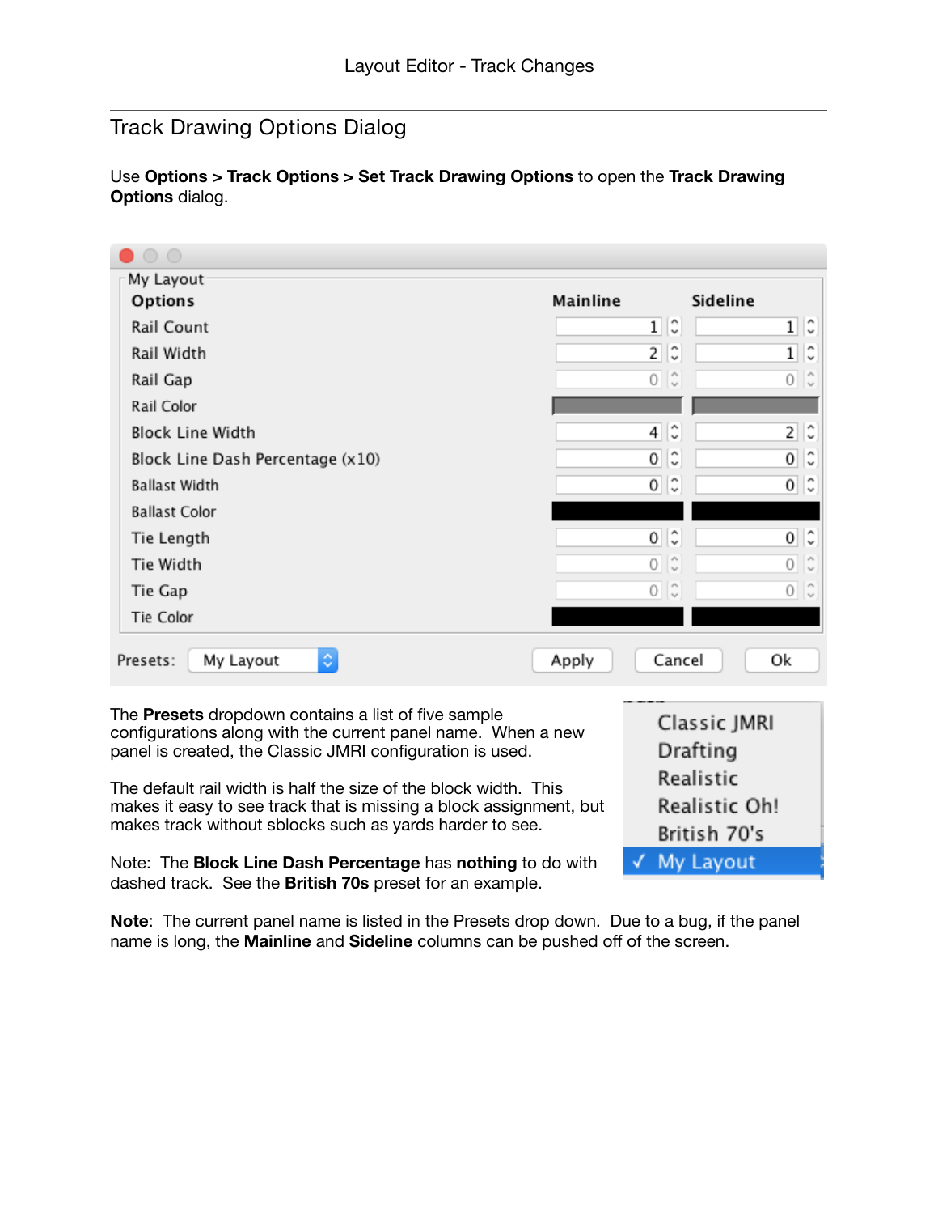## Track Drawing Options Dialog

Use **Options** > **Track Options** > **Set Track Drawing Options** to open the **Track Drawing Options** dialog.

The **Presets** dropdown contains a list of five sample configurations along with the current panel name. When a new panel is created, the Classic JMRI configuration is used.

The default rail width is half the size of the block width. This makes it easy to see track that is missing a block assignment, but makes track without sblocks such as yards harder to see.

Note: The **Block Line Dash Percentage** has **nothing** to do with dashed track. See the **British 70s** preset for an example.

**Note**: The current panel name is listed in the Presets drop down. Due to a bug, if the panel name is long, the **Mainline** and **Sideline** columns can be pushed off of the screen.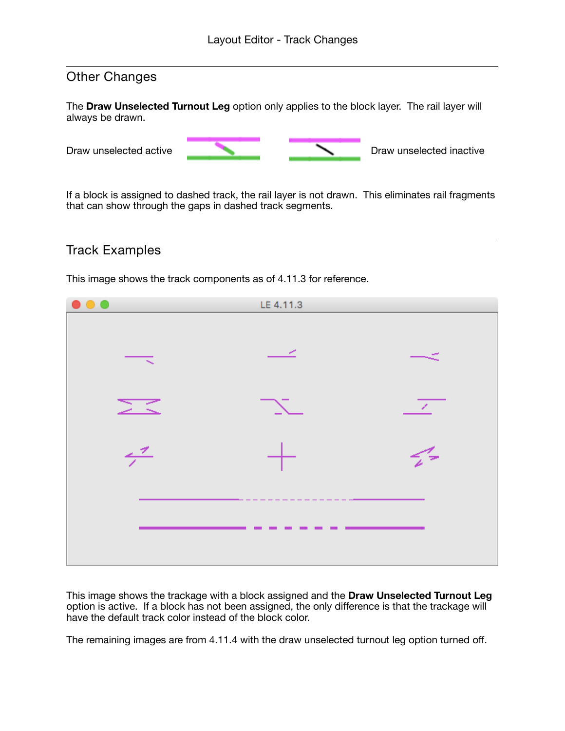## Other Changes

The **Draw Unselected Turnout Leg** option only applies to the block layer. The rail layer will always be drawn.

Draw unselected active

Draw unselected inactive

If a block is assigned to dashed track, the rail layer is not drawn. This eliminates rail fragments that can show through the gaps in dashed track segments.

## Track Examples

This image shows the track components as of 4.11.3 for reference.

This image shows the trackage with a block assigned and the **Draw Unselected Turnout Leg** option is active. If a block has not been assigned, the only difference is that the trackage will have the default track color instead of the block color.

The remaining images are from 4.11.4 with the draw unselected turnout leg option turned off.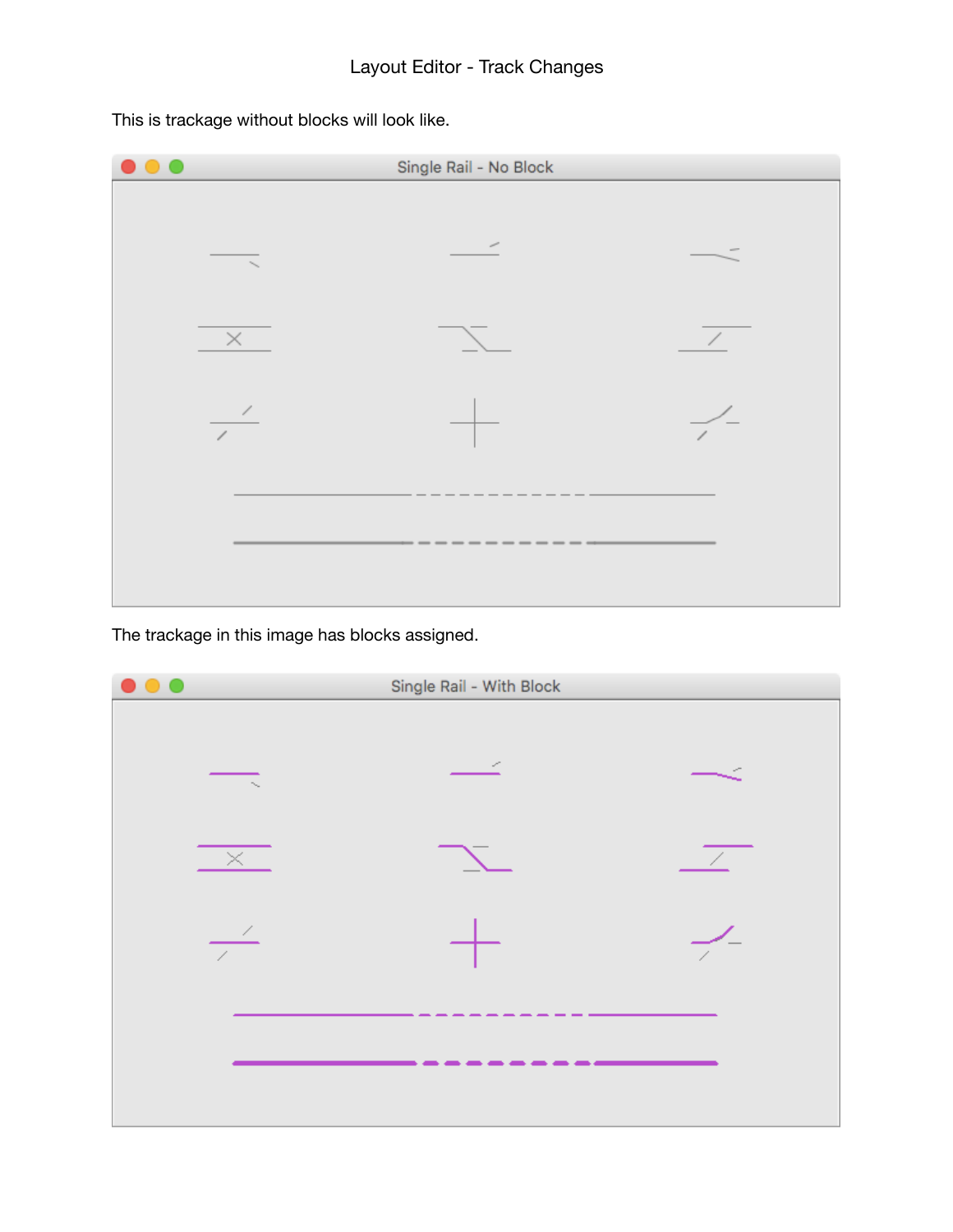Layout Editor - Track Changes

This is trackage without blocks will look like.

The trackage in this image has blocks assigned.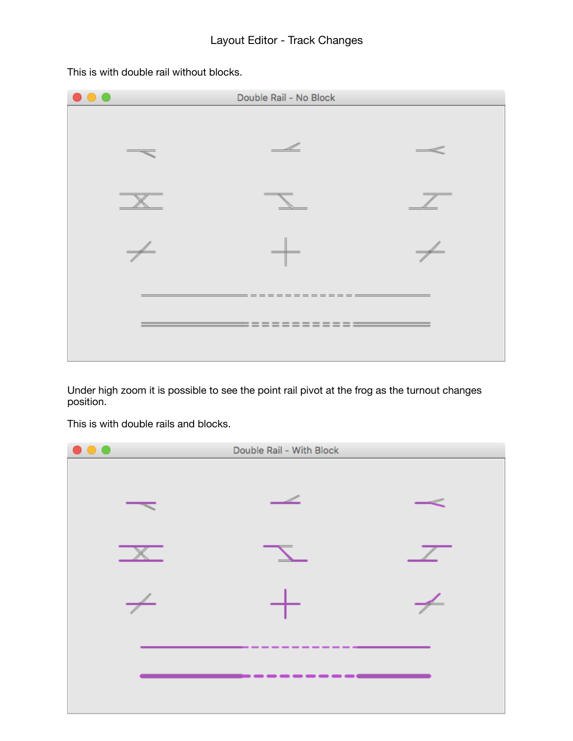Layout Editor - Track Changes

This is with double rail without blocks.

Double Rail - No Block

Under high zoom it is possible to see the point rail pivot at the frog as the turnout changes position.

This is with double rails and blocks.

Double Rail - With Block